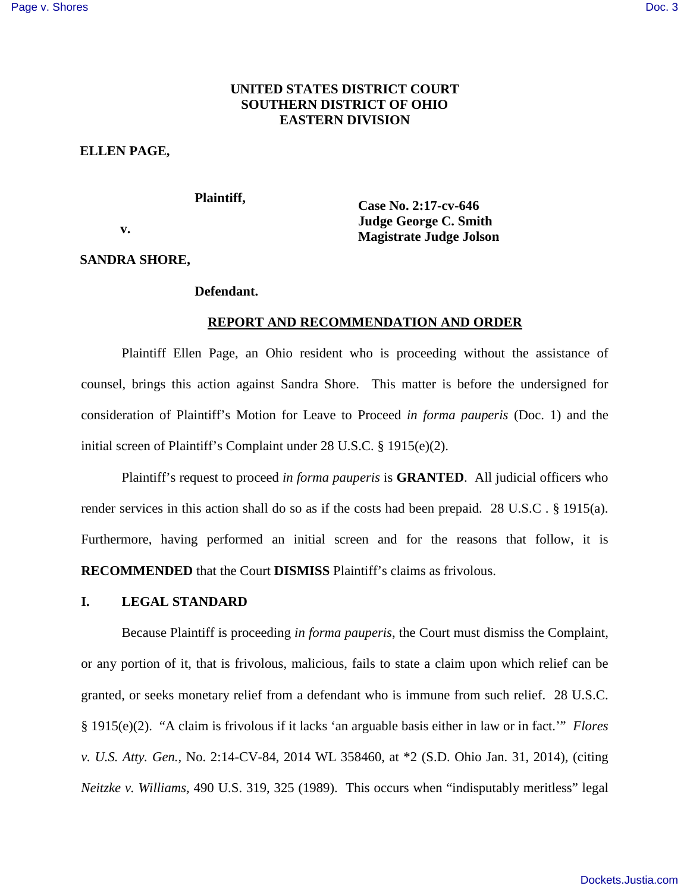**UNITED STATES DISTRICT COURT**
**SOUTHERN DISTRICT OF OHIO**
**EASTERN DIVISION**

**ELLEN PAGE,**

**Plaintiff,**

**v.**

**SANDRA SHORE,**

**Defendant.**

**Case No. 2:17-cv-646**
**Judge George C. Smith**
**Magistrate Judge Jolson**

**REPORT AND RECOMMENDATION AND ORDER**

Plaintiff Ellen Page, an Ohio resident who is proceeding without the assistance of counsel, brings this action against Sandra Shore. This matter is before the undersigned for consideration of Plaintiff's Motion for Leave to Proceed *in forma pauperis* (Doc. 1) and the initial screen of Plaintiff's Complaint under 28 U.S.C. § 1915(e)(2).

Plaintiff's request to proceed *in forma pauperis* is **GRANTED**. All judicial officers who render services in this action shall do so as if the costs had been prepaid. 28 U.S.C . § 1915(a). Furthermore, having performed an initial screen and for the reasons that follow, it is **RECOMMENDED** that the Court **DISMISS** Plaintiff's claims as frivolous.

## I. LEGAL STANDARD

Because Plaintiff is proceeding *in forma pauperis*, the Court must dismiss the Complaint, or any portion of it, that is frivolous, malicious, fails to state a claim upon which relief can be granted, or seeks monetary relief from a defendant who is immune from such relief. 28 U.S.C. § 1915(e)(2). "A claim is frivolous if it lacks 'an arguable basis either in law or in fact.'" *Flores v. U.S. Atty. Gen.*, No. 2:14-CV-84, 2014 WL 358460, at *2 (S.D. Ohio Jan. 31, 2014), (citing *Neitzke v. Williams*, 490 U.S. 319, 325 (1989). This occurs when "indisputably meritless" legal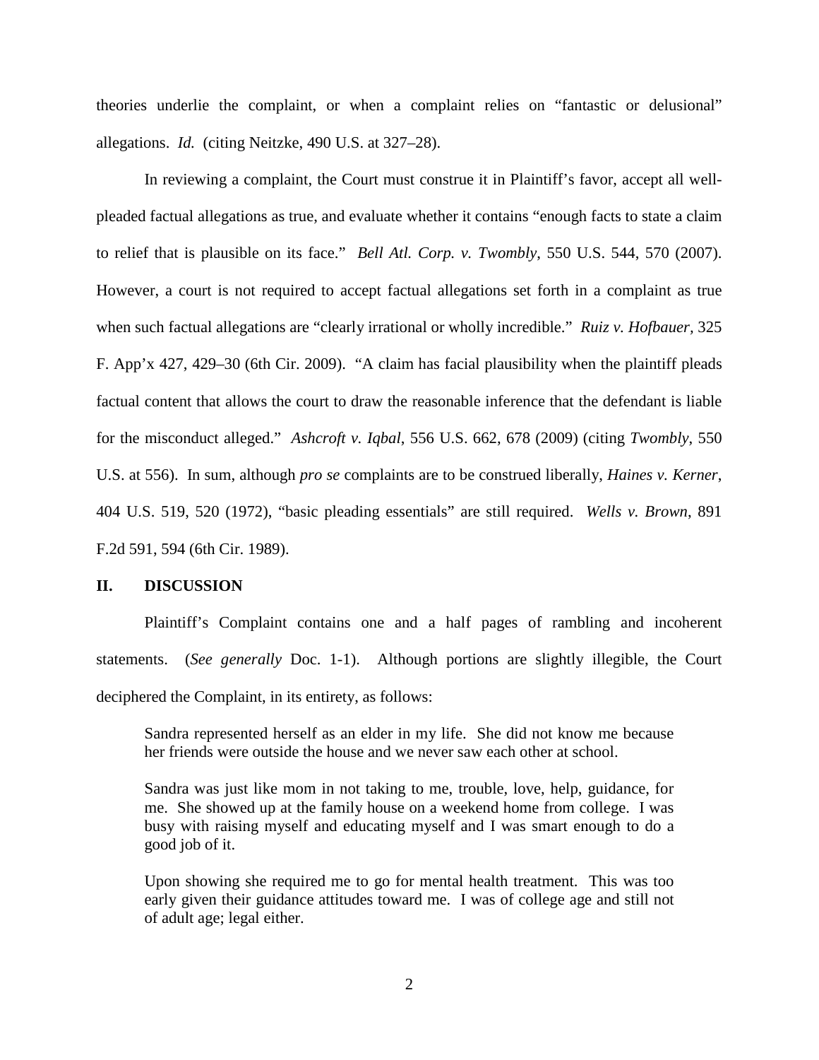theories underlie the complaint, or when a complaint relies on "fantastic or delusional" allegations. *Id.* (citing Neitzke, 490 U.S. at 327–28).

In reviewing a complaint, the Court must construe it in Plaintiff's favor, accept all well-pleaded factual allegations as true, and evaluate whether it contains "enough facts to state a claim to relief that is plausible on its face." *Bell Atl. Corp. v. Twombly*, 550 U.S. 544, 570 (2007). However, a court is not required to accept factual allegations set forth in a complaint as true when such factual allegations are "clearly irrational or wholly incredible." *Ruiz v. Hofbauer*, 325 F. App'x 427, 429–30 (6th Cir. 2009). "A claim has facial plausibility when the plaintiff pleads factual content that allows the court to draw the reasonable inference that the defendant is liable for the misconduct alleged." *Ashcroft v. Iqbal*, 556 U.S. 662, 678 (2009) (citing *Twombly*, 550 U.S. at 556). In sum, although *pro se* complaints are to be construed liberally, *Haines v. Kerner*, 404 U.S. 519, 520 (1972), "basic pleading essentials" are still required. *Wells v. Brown*, 891 F.2d 591, 594 (6th Cir. 1989).

## II. DISCUSSION

Plaintiff's Complaint contains one and a half pages of rambling and incoherent statements. (*See generally* Doc. 1-1). Although portions are slightly illegible, the Court deciphered the Complaint, in its entirety, as follows:

> Sandra represented herself as an elder in my life. She did not know me because her friends were outside the house and we never saw each other at school.
>
> Sandra was just like mom in not taking to me, trouble, love, help, guidance, for me. She showed up at the family house on a weekend home from college. I was busy with raising myself and educating myself and I was smart enough to do a good job of it.
>
> Upon showing she required me to go for mental health treatment. This was too early given their guidance attitudes toward me. I was of college age and still not of adult age; legal either.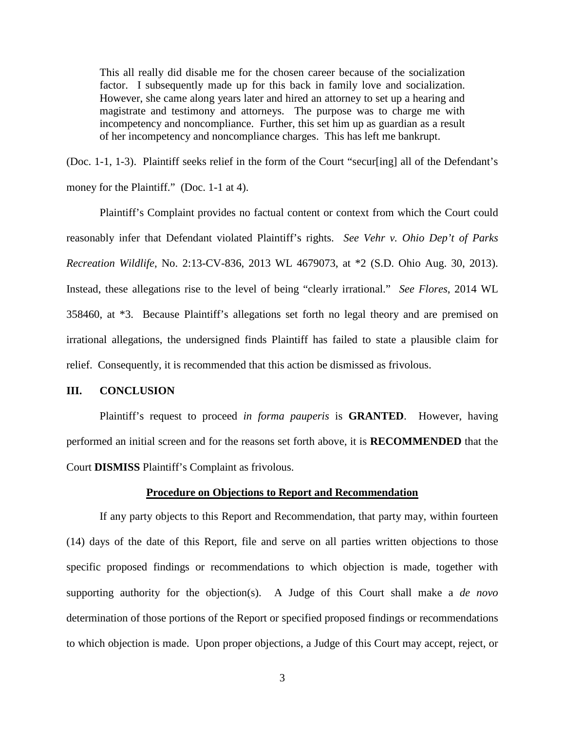> This all really did disable me for the chosen career because of the socialization factor. I subsequently made up for this back in family love and socialization. However, she came along years later and hired an attorney to set up a hearing and magistrate and testimony and attorneys. The purpose was to charge me with incompetency and noncompliance. Further, this set him up as guardian as a result of her incompetency and noncompliance charges. This has left me bankrupt.

(Doc. 1-1, 1-3). Plaintiff seeks relief in the form of the Court "secur[ing] all of the Defendant's money for the Plaintiff." (Doc. 1-1 at 4).

Plaintiff's Complaint provides no factual content or context from which the Court could reasonably infer that Defendant violated Plaintiff's rights. *See Vehr v. Ohio Dep't of Parks Recreation Wildlife*, No. 2:13-CV-836, 2013 WL 4679073, at *2 (S.D. Ohio Aug. 30, 2013). Instead, these allegations rise to the level of being "clearly irrational." *See Flores*, 2014 WL 358460, at *3. Because Plaintiff's allegations set forth no legal theory and are premised on irrational allegations, the undersigned finds Plaintiff has failed to state a plausible claim for relief. Consequently, it is recommended that this action be dismissed as frivolous.

## III. CONCLUSION

Plaintiff's request to proceed *in forma pauperis* is **GRANTED**. However, having performed an initial screen and for the reasons set forth above, it is **RECOMMENDED** that the Court **DISMISS** Plaintiff's Complaint as frivolous.

### Procedure on Objections to Report and Recommendation

If any party objects to this Report and Recommendation, that party may, within fourteen (14) days of the date of this Report, file and serve on all parties written objections to those specific proposed findings or recommendations to which objection is made, together with supporting authority for the objection(s). A Judge of this Court shall make a *de novo* determination of those portions of the Report or specified proposed findings or recommendations to which objection is made. Upon proper objections, a Judge of this Court may accept, reject, or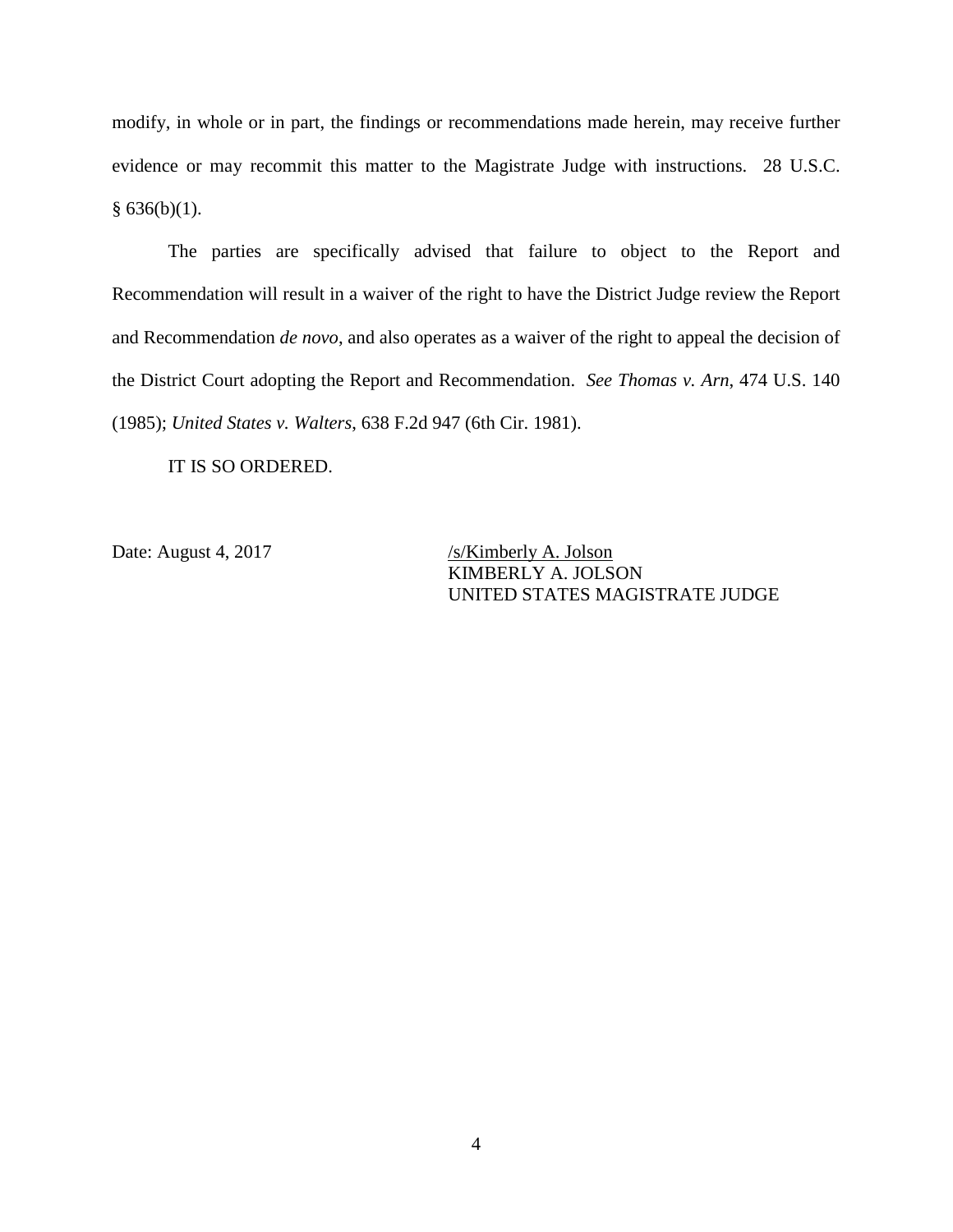modify, in whole or in part, the findings or recommendations made herein, may receive further evidence or may recommit this matter to the Magistrate Judge with instructions. 28 U.S.C. § 636(b)(1).

The parties are specifically advised that failure to object to the Report and Recommendation will result in a waiver of the right to have the District Judge review the Report and Recommendation *de novo*, and also operates as a waiver of the right to appeal the decision of the District Court adopting the Report and Recommendation. *See Thomas v. Arn*, 474 U.S. 140 (1985); *United States v. Walters*, 638 F.2d 947 (6th Cir. 1981).

IT IS SO ORDERED.

Date: August 4, 2017

/s/Kimberly A. Jolson
KIMBERLY A. JOLSON
UNITED STATES MAGISTRATE JUDGE